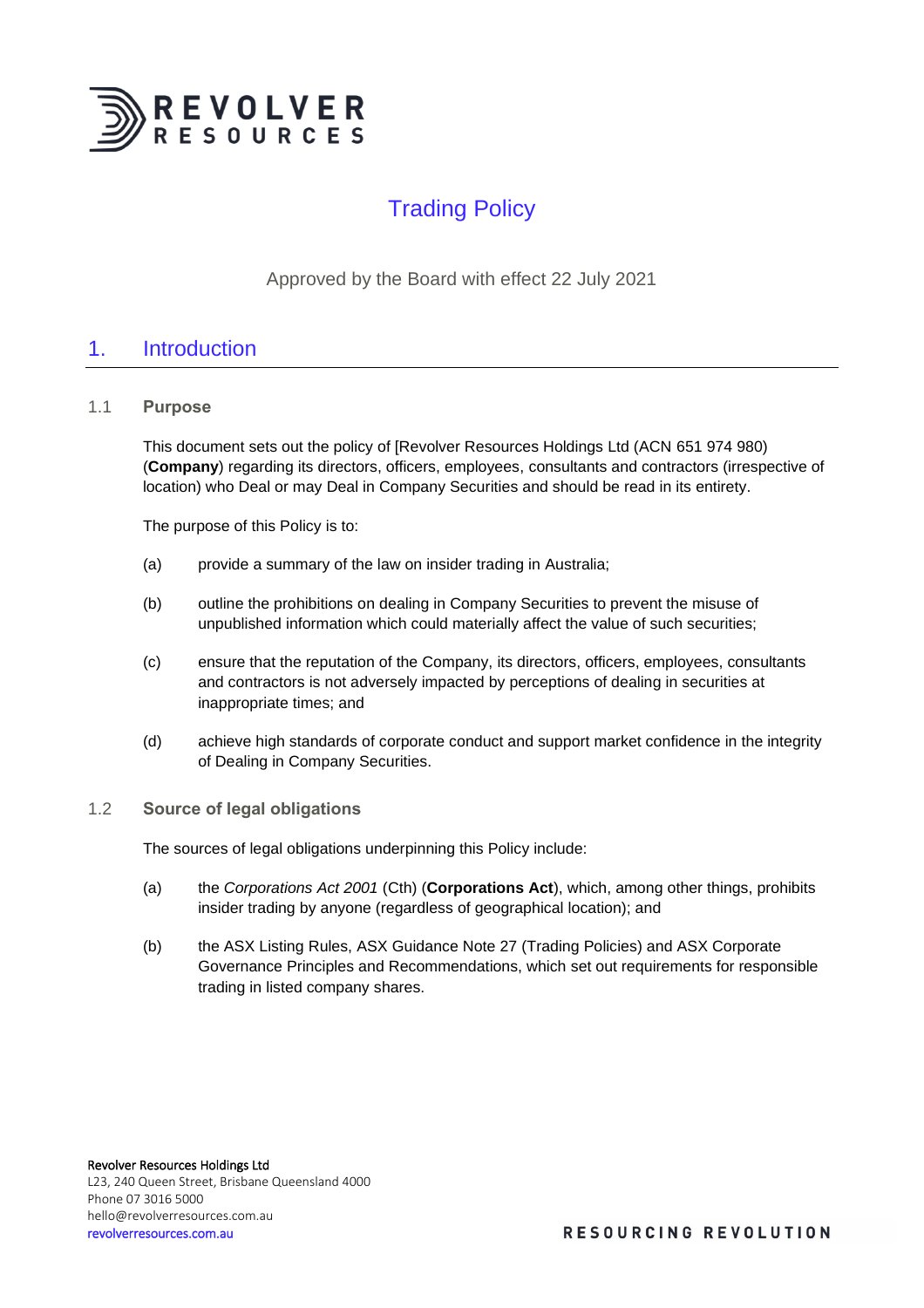# Trading Policy

Approved by the Board with effect 22 July 2021

## 1. Introduction

### 1.1 Purpose

This document sets out the policy of [Revolver Resources Holdings Ltd (ACN 651 974 980) (**Company**) regarding its directors, officers, employees, consultants and contractors (irrespective of location) who Deal or may Deal in Company Securities and should be read in its entirety.

The purpose of this Policy is to:

(a) provide a summary of the law on insider trading in Australia;

(b) outline the prohibitions on dealing in Company Securities to prevent the misuse of unpublished information which could materially affect the value of such securities;

(c) ensure that the reputation of the Company, its directors, officers, employees, consultants and contractors is not adversely impacted by perceptions of dealing in securities at inappropriate times; and

(d) achieve high standards of corporate conduct and support market confidence in the integrity of Dealing in Company Securities.

### 1.2 Source of legal obligations

The sources of legal obligations underpinning this Policy include:

(a) the *Corporations Act 2001* (Cth) (**Corporations Act**), which, among other things, prohibits insider trading by anyone (regardless of geographical location); and

(b) the ASX Listing Rules, ASX Guidance Note 27 (Trading Policies) and ASX Corporate Governance Principles and Recommendations, which set out requirements for responsible trading in listed company shares.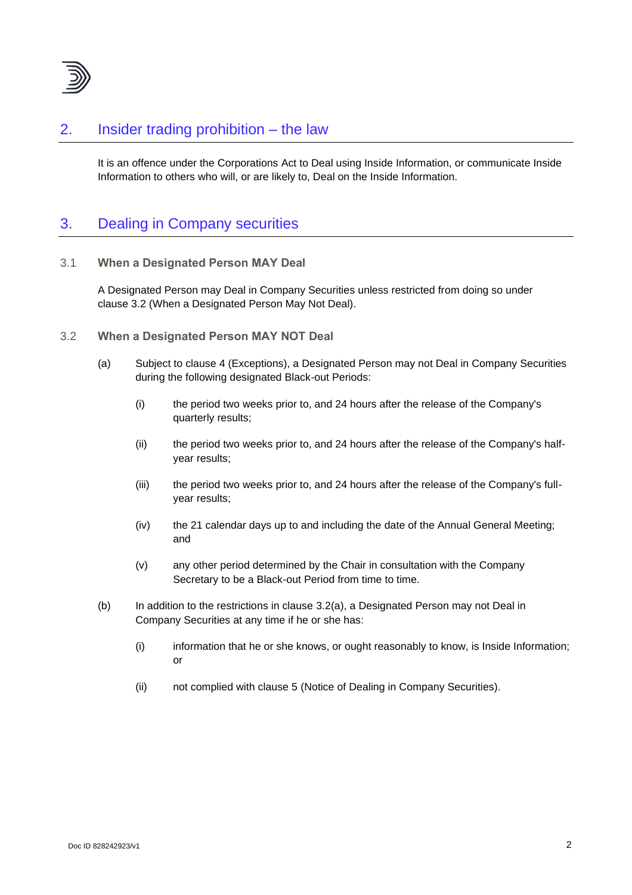## 2. Insider trading prohibition – the law

It is an offence under the Corporations Act to Deal using Inside Information, or communicate Inside Information to others who will, or are likely to, Deal on the Inside Information.

## 3. Dealing in Company securities

### 3.1 When a Designated Person MAY Deal

A Designated Person may Deal in Company Securities unless restricted from doing so under clause 3.2 (When a Designated Person May Not Deal).

### 3.2 When a Designated Person MAY NOT Deal

(a) Subject to clause 4 (Exceptions), a Designated Person may not Deal in Company Securities during the following designated Black-out Periods:

 (i) the period two weeks prior to, and 24 hours after the release of the Company's quarterly results;

 (ii) the period two weeks prior to, and 24 hours after the release of the Company's half-year results;

 (iii) the period two weeks prior to, and 24 hours after the release of the Company's full-year results;

 (iv) the 21 calendar days up to and including the date of the Annual General Meeting; and

 (v) any other period determined by the Chair in consultation with the Company Secretary to be a Black-out Period from time to time.

(b) In addition to the restrictions in clause 3.2(a), a Designated Person may not Deal in Company Securities at any time if he or she has:

 (i) information that he or she knows, or ought reasonably to know, is Inside Information; or

 (ii) not complied with clause 5 (Notice of Dealing in Company Securities).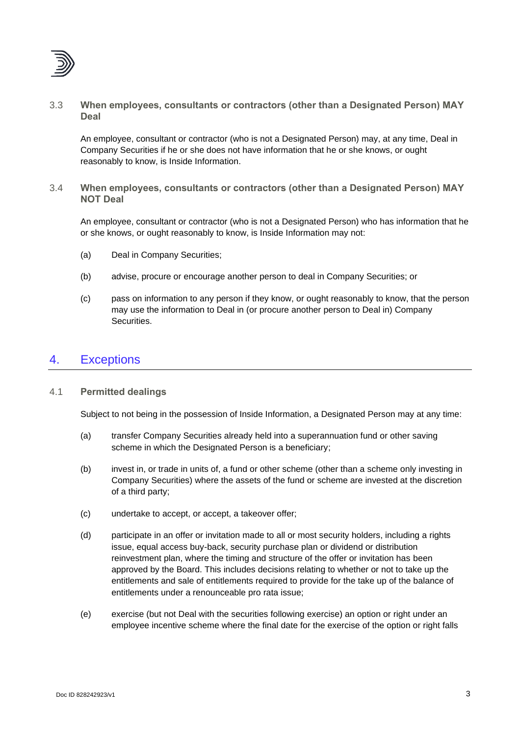### 3.3 When employees, consultants or contractors (other than a Designated Person) MAY Deal

An employee, consultant or contractor (who is not a Designated Person) may, at any time, Deal in Company Securities if he or she does not have information that he or she knows, or ought reasonably to know, is Inside Information.

### 3.4 When employees, consultants or contractors (other than a Designated Person) MAY NOT Deal

An employee, consultant or contractor (who is not a Designated Person) who has information that he or she knows, or ought reasonably to know, is Inside Information may not:

(a) Deal in Company Securities;

(b) advise, procure or encourage another person to deal in Company Securities; or

(c) pass on information to any person if they know, or ought reasonably to know, that the person may use the information to Deal in (or procure another person to Deal in) Company Securities.

## 4. Exceptions

### 4.1 Permitted dealings

Subject to not being in the possession of Inside Information, a Designated Person may at any time:

(a) transfer Company Securities already held into a superannuation fund or other saving scheme in which the Designated Person is a beneficiary;

(b) invest in, or trade in units of, a fund or other scheme (other than a scheme only investing in Company Securities) where the assets of the fund or scheme are invested at the discretion of a third party;

(c) undertake to accept, or accept, a takeover offer;

(d) participate in an offer or invitation made to all or most security holders, including a rights issue, equal access buy-back, security purchase plan or dividend or distribution reinvestment plan, where the timing and structure of the offer or invitation has been approved by the Board. This includes decisions relating to whether or not to take up the entitlements and sale of entitlements required to provide for the take up of the balance of entitlements under a renounceable pro rata issue;

(e) exercise (but not Deal with the securities following exercise) an option or right under an employee incentive scheme where the final date for the exercise of the option or right falls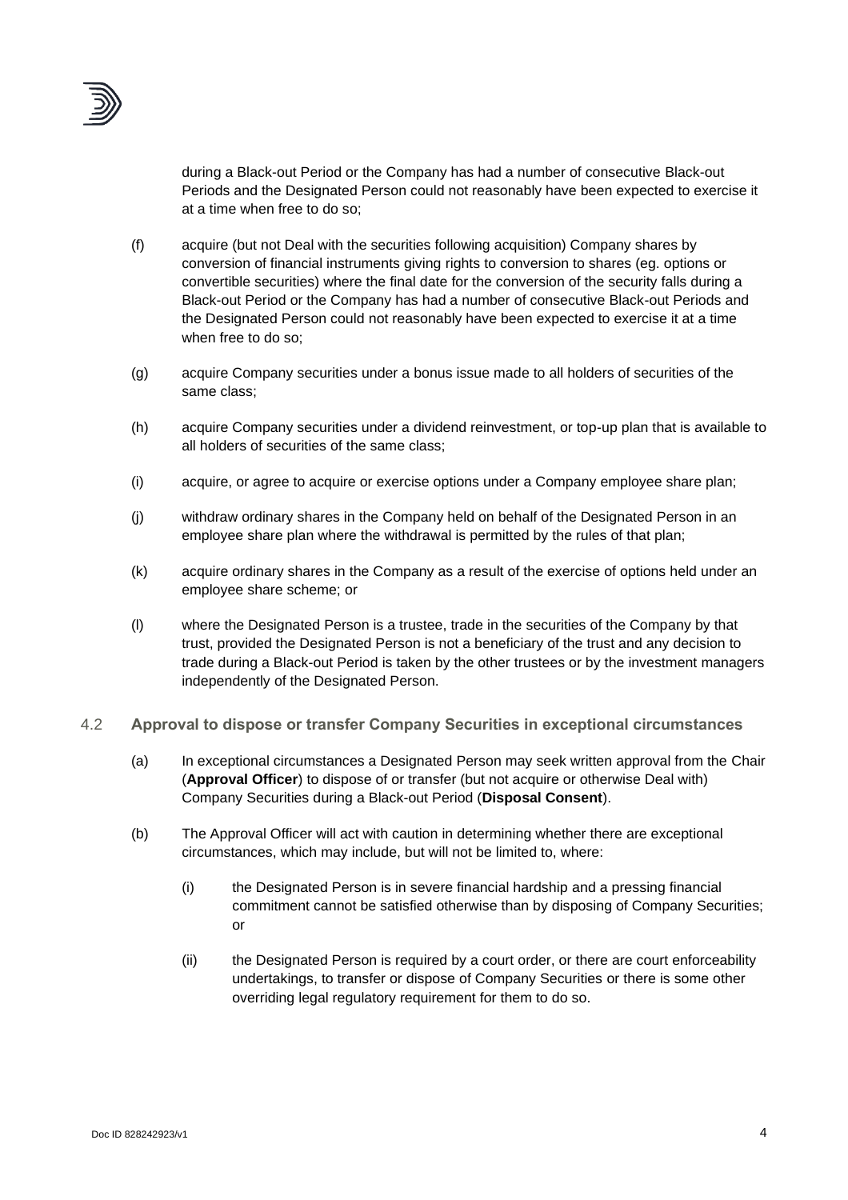during a Black-out Period or the Company has had a number of consecutive Black-out Periods and the Designated Person could not reasonably have been expected to exercise it at a time when free to do so;

(f) acquire (but not Deal with the securities following acquisition) Company shares by conversion of financial instruments giving rights to conversion to shares (eg. options or convertible securities) where the final date for the conversion of the security falls during a Black-out Period or the Company has had a number of consecutive Black-out Periods and the Designated Person could not reasonably have been expected to exercise it at a time when free to do so;

(g) acquire Company securities under a bonus issue made to all holders of securities of the same class;

(h) acquire Company securities under a dividend reinvestment, or top-up plan that is available to all holders of securities of the same class;

(i) acquire, or agree to acquire or exercise options under a Company employee share plan;

(j) withdraw ordinary shares in the Company held on behalf of the Designated Person in an employee share plan where the withdrawal is permitted by the rules of that plan;

(k) acquire ordinary shares in the Company as a result of the exercise of options held under an employee share scheme; or

(l) where the Designated Person is a trustee, trade in the securities of the Company by that trust, provided the Designated Person is not a beneficiary of the trust and any decision to trade during a Black-out Period is taken by the other trustees or by the investment managers independently of the Designated Person.

### 4.2 Approval to dispose or transfer Company Securities in exceptional circumstances

(a) In exceptional circumstances a Designated Person may seek written approval from the Chair (**Approval Officer**) to dispose of or transfer (but not acquire or otherwise Deal with) Company Securities during a Black-out Period (**Disposal Consent**).

(b) The Approval Officer will act with caution in determining whether there are exceptional circumstances, which may include, but will not be limited to, where:

(i) the Designated Person is in severe financial hardship and a pressing financial commitment cannot be satisfied otherwise than by disposing of Company Securities; or

(ii) the Designated Person is required by a court order, or there are court enforceability undertakings, to transfer or dispose of Company Securities or there is some other overriding legal regulatory requirement for them to do so.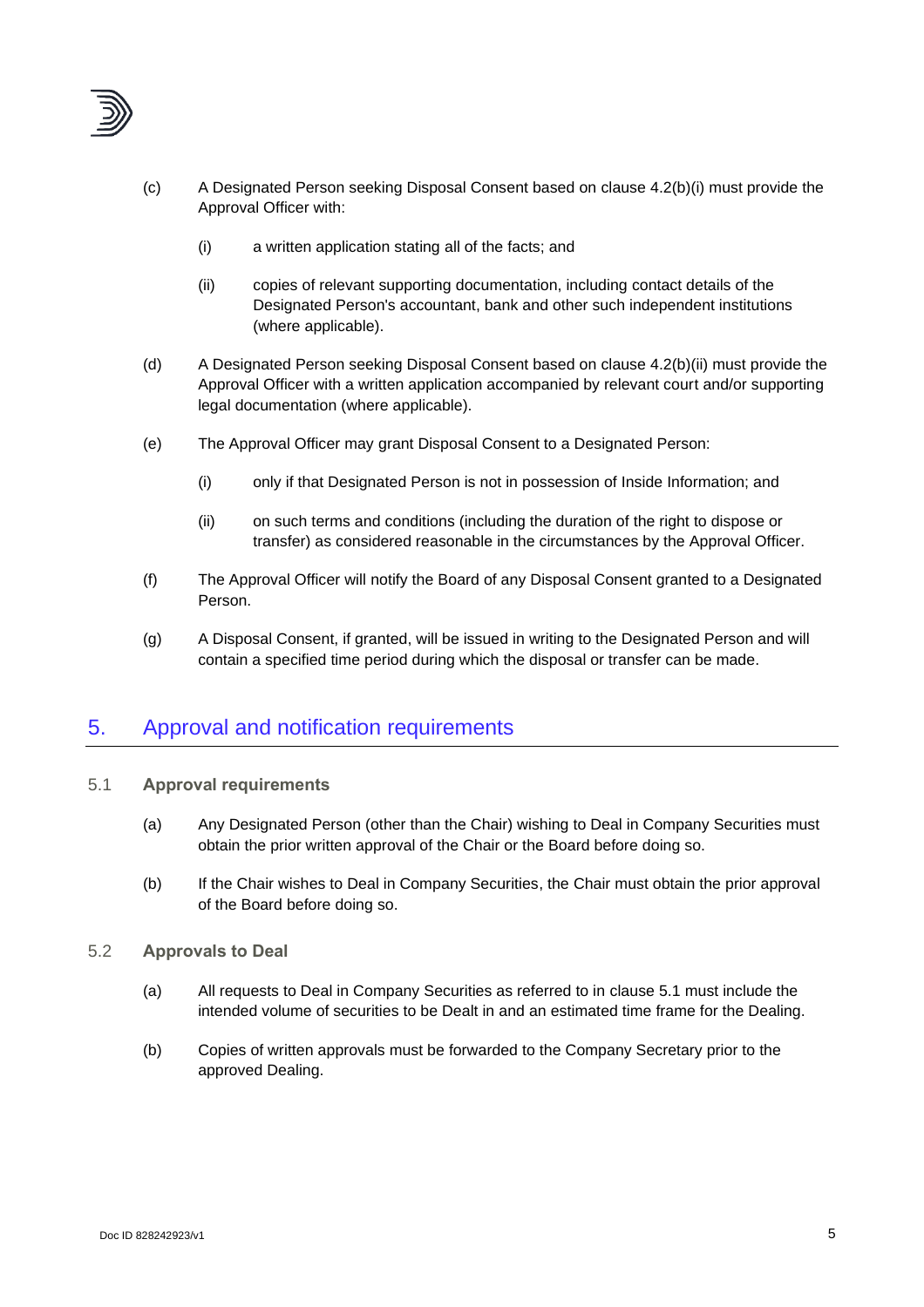(c) A Designated Person seeking Disposal Consent based on clause 4.2(b)(i) must provide the Approval Officer with:

  (i) a written application stating all of the facts; and

  (ii) copies of relevant supporting documentation, including contact details of the Designated Person's accountant, bank and other such independent institutions (where applicable).

(d) A Designated Person seeking Disposal Consent based on clause 4.2(b)(ii) must provide the Approval Officer with a written application accompanied by relevant court and/or supporting legal documentation (where applicable).

(e) The Approval Officer may grant Disposal Consent to a Designated Person:

  (i) only if that Designated Person is not in possession of Inside Information; and

  (ii) on such terms and conditions (including the duration of the right to dispose or transfer) as considered reasonable in the circumstances by the Approval Officer.

(f) The Approval Officer will notify the Board of any Disposal Consent granted to a Designated Person.

(g) A Disposal Consent, if granted, will be issued in writing to the Designated Person and will contain a specified time period during which the disposal or transfer can be made.

## 5. Approval and notification requirements

### 5.1 Approval requirements

(a) Any Designated Person (other than the Chair) wishing to Deal in Company Securities must obtain the prior written approval of the Chair or the Board before doing so.

(b) If the Chair wishes to Deal in Company Securities, the Chair must obtain the prior approval of the Board before doing so.

### 5.2 Approvals to Deal

(a) All requests to Deal in Company Securities as referred to in clause 5.1 must include the intended volume of securities to be Dealt in and an estimated time frame for the Dealing.

(b) Copies of written approvals must be forwarded to the Company Secretary prior to the approved Dealing.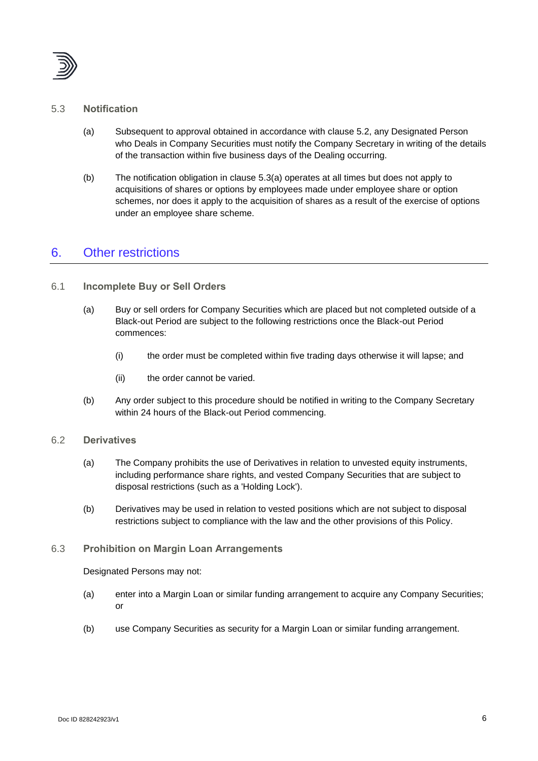### 5.3 Notification

(a) Subsequent to approval obtained in accordance with clause 5.2, any Designated Person who Deals in Company Securities must notify the Company Secretary in writing of the details of the transaction within five business days of the Dealing occurring.

(b) The notification obligation in clause 5.3(a) operates at all times but does not apply to acquisitions of shares or options by employees made under employee share or option schemes, nor does it apply to the acquisition of shares as a result of the exercise of options under an employee share scheme.

## 6. Other restrictions

### 6.1 Incomplete Buy or Sell Orders

(a) Buy or sell orders for Company Securities which are placed but not completed outside of a Black-out Period are subject to the following restrictions once the Black-out Period commences:

   (i) the order must be completed within five trading days otherwise it will lapse; and

   (ii) the order cannot be varied.

(b) Any order subject to this procedure should be notified in writing to the Company Secretary within 24 hours of the Black-out Period commencing.

### 6.2 Derivatives

(a) The Company prohibits the use of Derivatives in relation to unvested equity instruments, including performance share rights, and vested Company Securities that are subject to disposal restrictions (such as a 'Holding Lock').

(b) Derivatives may be used in relation to vested positions which are not subject to disposal restrictions subject to compliance with the law and the other provisions of this Policy.

### 6.3 Prohibition on Margin Loan Arrangements

Designated Persons may not:

(a) enter into a Margin Loan or similar funding arrangement to acquire any Company Securities; or

(b) use Company Securities as security for a Margin Loan or similar funding arrangement.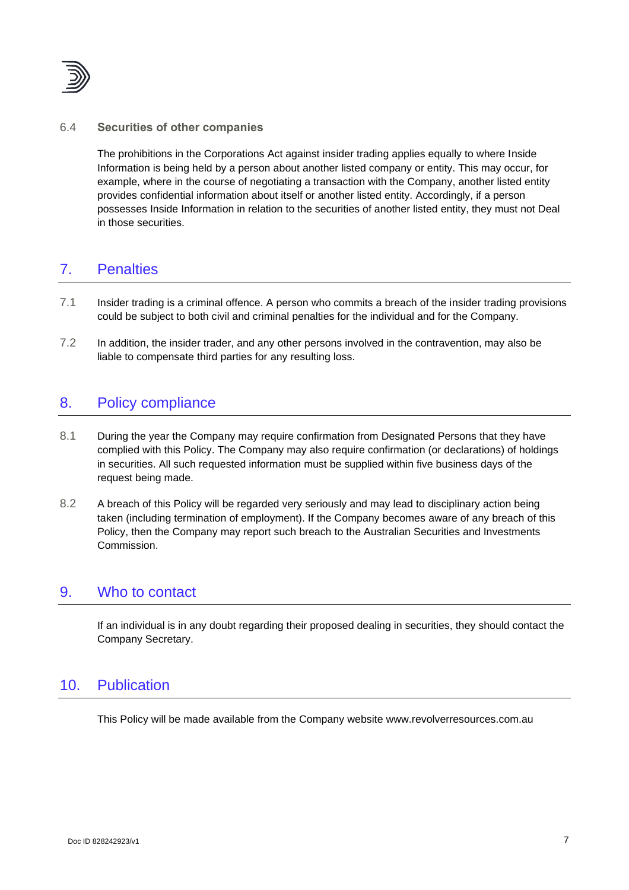### 6.4 Securities of other companies

The prohibitions in the Corporations Act against insider trading applies equally to where Inside Information is being held by a person about another listed company or entity. This may occur, for example, where in the course of negotiating a transaction with the Company, another listed entity provides confidential information about itself or another listed entity. Accordingly, if a person possesses Inside Information in relation to the securities of another listed entity, they must not Deal in those securities.

## 7. Penalties

7.1 Insider trading is a criminal offence. A person who commits a breach of the insider trading provisions could be subject to both civil and criminal penalties for the individual and for the Company.

7.2 In addition, the insider trader, and any other persons involved in the contravention, may also be liable to compensate third parties for any resulting loss.

## 8. Policy compliance

8.1 During the year the Company may require confirmation from Designated Persons that they have complied with this Policy. The Company may also require confirmation (or declarations) of holdings in securities. All such requested information must be supplied within five business days of the request being made.

8.2 A breach of this Policy will be regarded very seriously and may lead to disciplinary action being taken (including termination of employment). If the Company becomes aware of any breach of this Policy, then the Company may report such breach to the Australian Securities and Investments Commission.

## 9. Who to contact

If an individual is in any doubt regarding their proposed dealing in securities, they should contact the Company Secretary.

## 10. Publication

This Policy will be made available from the Company website www.revolverresources.com.au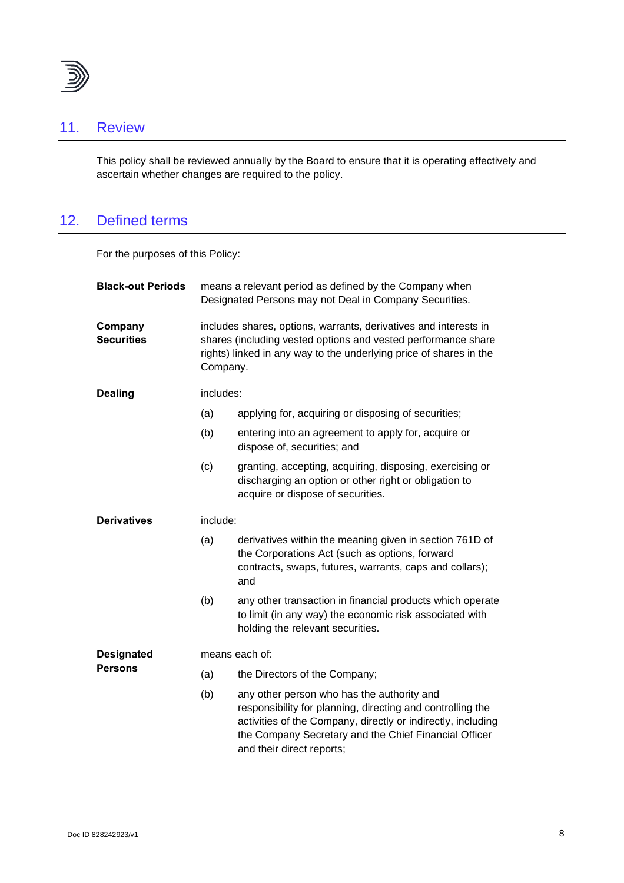## 11. Review

This policy shall be reviewed annually by the Board to ensure that it is operating effectively and ascertain whether changes are required to the policy.

## 12. Defined terms

For the purposes of this Policy:

**Black-out Periods** means a relevant period as defined by the Company when Designated Persons may not Deal in Company Securities.

**Company Securities** includes shares, options, warrants, derivatives and interests in shares (including vested options and vested performance share rights) linked in any way to the underlying price of shares in the Company.

**Dealing** includes:

(a) applying for, acquiring or disposing of securities;

(b) entering into an agreement to apply for, acquire or dispose of, securities; and

(c) granting, accepting, acquiring, disposing, exercising or discharging an option or other right or obligation to acquire or dispose of securities.

**Derivatives** include:

(a) derivatives within the meaning given in section 761D of the Corporations Act (such as options, forward contracts, swaps, futures, warrants, caps and collars); and

(b) any other transaction in financial products which operate to limit (in any way) the economic risk associated with holding the relevant securities.

**Designated Persons** means each of:

(a) the Directors of the Company;

(b) any other person who has the authority and responsibility for planning, directing and controlling the activities of the Company, directly or indirectly, including the Company Secretary and the Chief Financial Officer and their direct reports;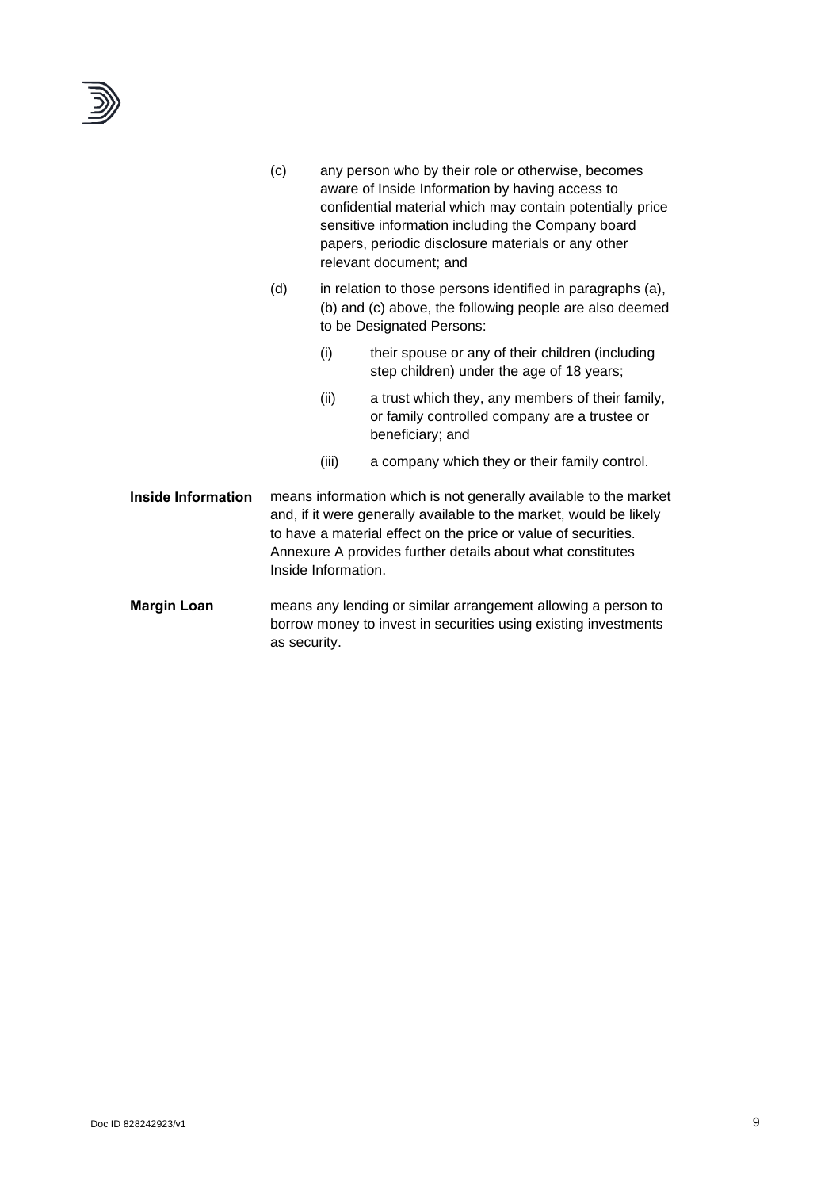(c) any person who by their role or otherwise, becomes aware of Inside Information by having access to confidential material which may contain potentially price sensitive information including the Company board papers, periodic disclosure materials or any other relevant document; and

(d) in relation to those persons identified in paragraphs (a), (b) and (c) above, the following people are also deemed to be Designated Persons:

(i) their spouse or any of their children (including step children) under the age of 18 years;

(ii) a trust which they, any members of their family, or family controlled company are a trustee or beneficiary; and

(iii) a company which they or their family control.

**Inside Information** means information which is not generally available to the market and, if it were generally available to the market, would be likely to have a material effect on the price or value of securities. Annexure A provides further details about what constitutes Inside Information.

**Margin Loan** means any lending or similar arrangement allowing a person to borrow money to invest in securities using existing investments as security.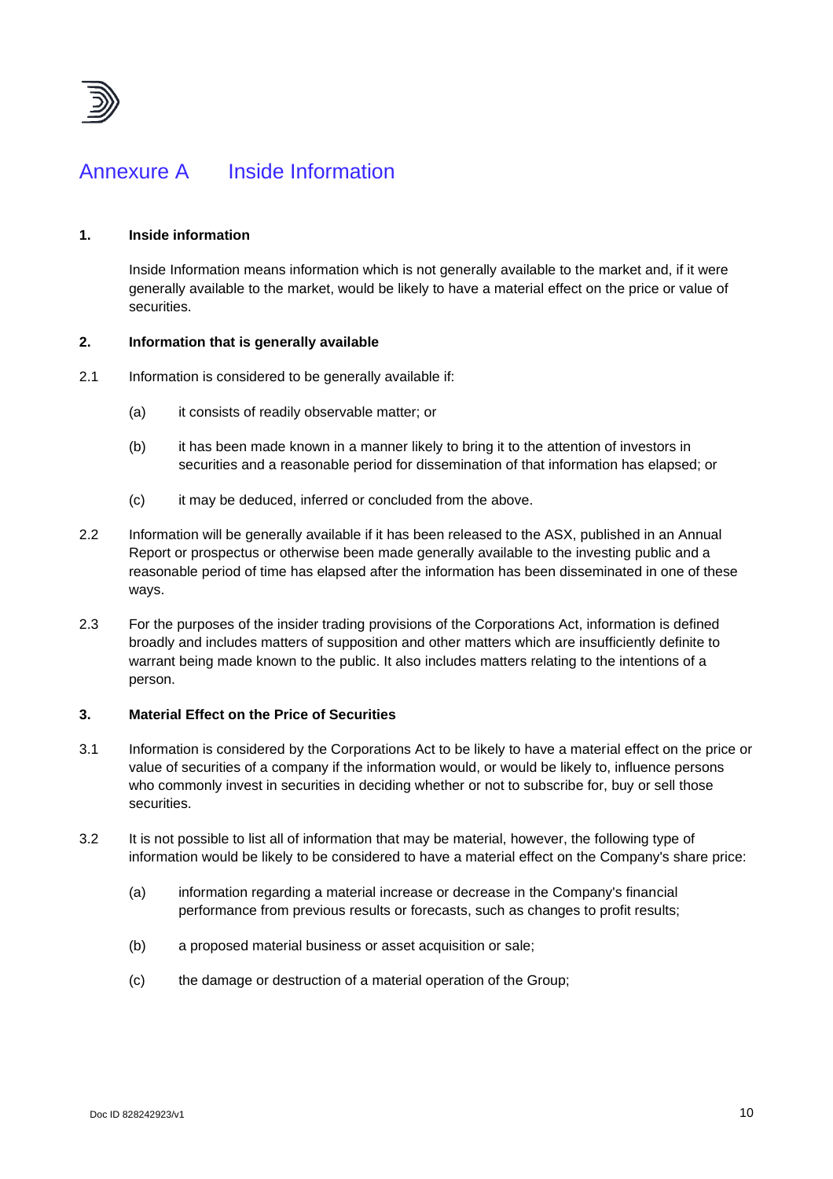# Annexure A Inside Information

**1. Inside information**

Inside Information means information which is not generally available to the market and, if it were generally available to the market, would be likely to have a material effect on the price or value of securities.

**2. Information that is generally available**

2.1 Information is considered to be generally available if:

(a) it consists of readily observable matter; or

(b) it has been made known in a manner likely to bring it to the attention of investors in securities and a reasonable period for dissemination of that information has elapsed; or

(c) it may be deduced, inferred or concluded from the above.

2.2 Information will be generally available if it has been released to the ASX, published in an Annual Report or prospectus or otherwise been made generally available to the investing public and a reasonable period of time has elapsed after the information has been disseminated in one of these ways.

2.3 For the purposes of the insider trading provisions of the Corporations Act, information is defined broadly and includes matters of supposition and other matters which are insufficiently definite to warrant being made known to the public. It also includes matters relating to the intentions of a person.

**3. Material Effect on the Price of Securities**

3.1 Information is considered by the Corporations Act to be likely to have a material effect on the price or value of securities of a company if the information would, or would be likely to, influence persons who commonly invest in securities in deciding whether or not to subscribe for, buy or sell those securities.

3.2 It is not possible to list all of information that may be material, however, the following type of information would be likely to be considered to have a material effect on the Company's share price:

(a) information regarding a material increase or decrease in the Company's financial performance from previous results or forecasts, such as changes to profit results;

(b) a proposed material business or asset acquisition or sale;

(c) the damage or destruction of a material operation of the Group;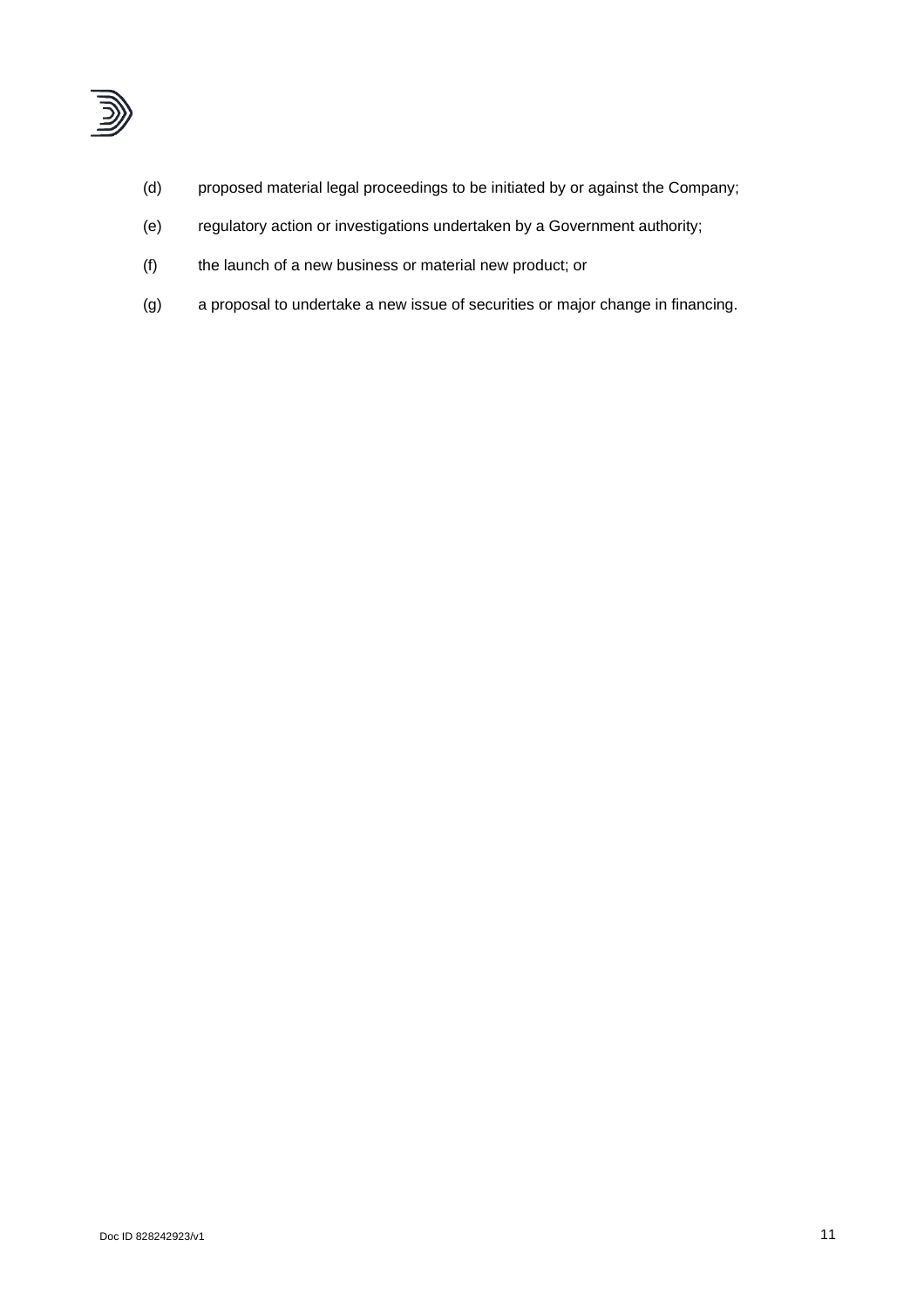(d) proposed material legal proceedings to be initiated by or against the Company;

(e) regulatory action or investigations undertaken by a Government authority;

(f) the launch of a new business or material new product; or

(g) a proposal to undertake a new issue of securities or major change in financing.